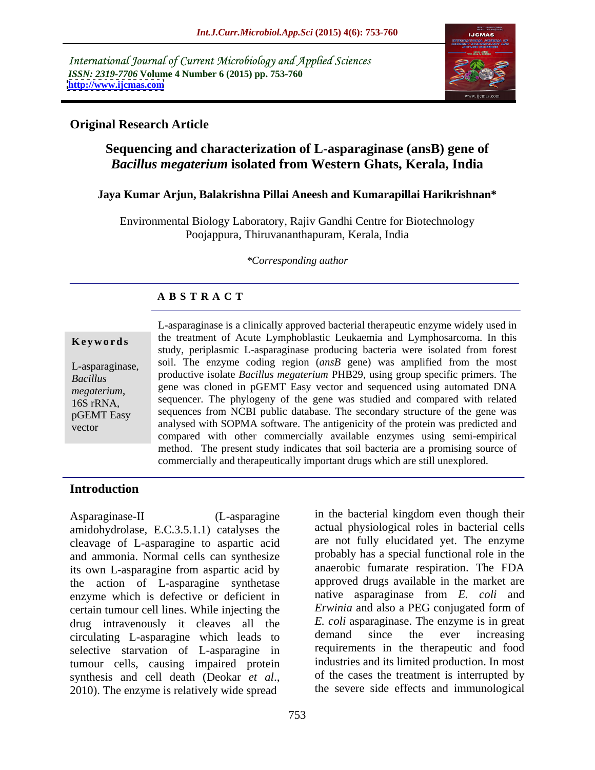International Journal of Current Microbiology and Applied Sciences
*ISSN: 2319-7706* **Volume 4 Number 6 (2015) pp. 753-760**
**http://www.ijcmas.com**

**Original Research Article**

# Sequencing and characterization of L-asparaginase (ansB) gene of *Bacillus megaterium* isolated from Western Ghats, Kerala, India

**Jaya Kumar Arjun, Balakrishna Pillai Aneesh and Kumarapillai Harikrishnan***

Environmental Biology Laboratory, Rajiv Gandhi Centre for Biotechnology
Poojappura, Thiruvananthapuram, Kerala, India

**Corresponding author*

## ABSTRACT

**Keywords**

L-asparaginase, *Bacillus megaterium*, 16S rRNA, pGEMT Easy vector

L-asparaginase is a clinically approved bacterial therapeutic enzyme widely used in the treatment of Acute Lymphoblastic Leukaemia and Lymphosarcoma. In this study, periplasmic L-asparaginase producing bacteria were isolated from forest soil. The enzyme coding region (*ansB* gene) was amplified from the most productive isolate *Bacillus megaterium* PHB29, using group specific primers. The gene was cloned in pGEMT Easy vector and sequenced using automated DNA sequencer. The phylogeny of the gene was studied and compared with related sequences from NCBI public database. The secondary structure of the gene was analysed with SOPMA software. The antigenicity of the protein was predicted and compared with other commercially available enzymes using semi-empirical method. The present study indicates that soil bacteria are a promising source of commercially and therapeutically important drugs which are still unexplored.

## Introduction

Asparaginase-II (L-asparagine amidohydrolase, E.C.3.5.1.1) catalyses the cleavage of L-asparagine to aspartic acid and ammonia. Normal cells can synthesize its own L-asparagine from aspartic acid by the action of L-asparagine synthetase enzyme which is defective or deficient in certain tumour cell lines. While injecting the drug intravenously it cleaves all the circulating L-asparagine which leads to selective starvation of L-asparagine in tumour cells, causing impaired protein synthesis and cell death (Deokar *et al*., 2010). The enzyme is relatively wide spread in the bacterial kingdom even though their actual physiological roles in bacterial cells are not fully elucidated yet. The enzyme probably has a special functional role in the anaerobic fumarate respiration. The FDA approved drugs available in the market are native asparaginase from *E. coli* and *Erwinia* and also a PEG conjugated form of *E. coli* asparaginase. The enzyme is in great demand since the ever increasing requirements in the therapeutic and food industries and its limited production. In most of the cases the treatment is interrupted by the severe side effects and immunological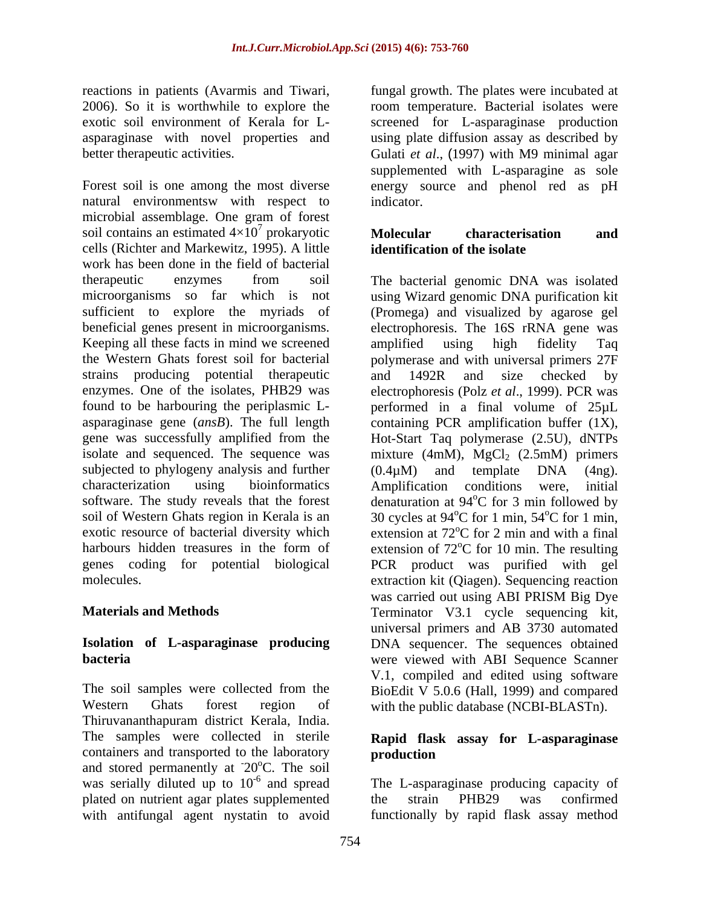reactions in patients (Avarmis and Tiwari, 2006). So it is worthwhile to explore the exotic soil environment of Kerala for L-asparaginase with novel properties and better therapeutic activities.

Forest soil is one among the most diverse natural environmentsw with respect to microbial assemblage. One gram of forest soil contains an estimated $4 \times 10^7$ prokaryotic cells (Richter and Markewitz, 1995). A little work has been done in the field of bacterial therapeutic enzymes from soil microorganisms so far which is not sufficient to explore the myriads of beneficial genes present in microorganisms. Keeping all these facts in mind we screened the Western Ghats forest soil for bacterial strains producing potential therapeutic enzymes. One of the isolates, PHB29 was found to be harbouring the periplasmic L-asparaginase gene (*ansB*). The full length gene was successfully amplified from the isolate and sequenced. The sequence was subjected to phylogeny analysis and further characterization using bioinformatics software. The study reveals that the forest soil of Western Ghats region in Kerala is an exotic resource of bacterial diversity which harbours hidden treasures in the form of genes coding for potential biological molecules.

## Materials and Methods

### Isolation of L-asparaginase producing bacteria

The soil samples were collected from the Western Ghats forest region of Thiruvananthapuram district Kerala, India. The samples were collected in sterile containers and transported to the laboratory and stored permanently at $^{-}20^{o}$C. The soil was serially diluted up to $10^{-6}$ and spread plated on nutrient agar plates supplemented with antifungal agent nystatin to avoid fungal growth. The plates were incubated at room temperature. Bacterial isolates were screened for L-asparaginase production using plate diffusion assay as described by Gulati *et al*., (1997) with M9 minimal agar supplemented with L-asparagine as sole energy source and phenol red as pH indicator.

### Molecular characterisation and identification of the isolate

The bacterial genomic DNA was isolated using Wizard genomic DNA purification kit (Promega) and visualized by agarose gel electrophoresis. The 16S rRNA gene was amplified using high fidelity Taq polymerase and with universal primers 27F and 1492R and size checked by electrophoresis (Polz *et al*., 1999). PCR was performed in a final volume of 25µL containing PCR amplification buffer (1X), Hot-Start Taq polymerase (2.5U), dNTPs mixture (4mM), $MgCl_2$ (2.5mM) primers (0.4µM) and template DNA (4ng). Amplification conditions were, initial denaturation at 94$^{o}$C for 3 min followed by 30 cycles at 94$^{o}$C for 1 min, 54$^{o}$C for 1 min, extension at 72$^{o}$C for 2 min and with a final extension of 72$^{o}$C for 10 min. The resulting PCR product was purified with gel extraction kit (Qiagen). Sequencing reaction was carried out using ABI PRISM Big Dye Terminator V3.1 cycle sequencing kit, universal primers and AB 3730 automated DNA sequencer. The sequences obtained were viewed with ABI Sequence Scanner V.1, compiled and edited using software BioEdit V 5.0.6 (Hall, 1999) and compared with the public database (NCBI-BLASTn).

### Rapid flask assay for L-asparaginase production

The L-asparaginase producing capacity of the strain PHB29 was confirmed functionally by rapid flask assay method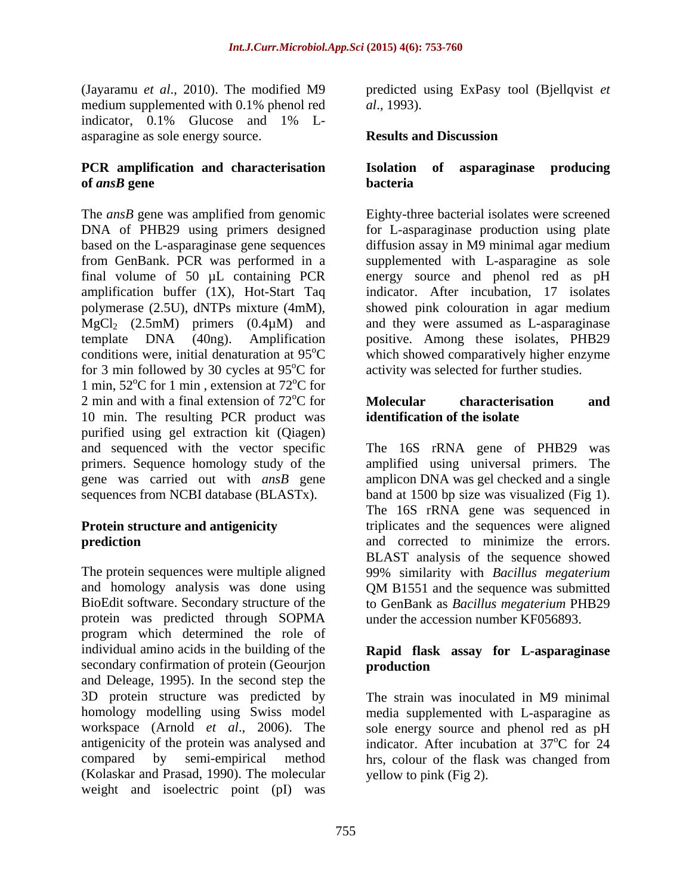(Jayaramu *et al*., 2010). The modified M9 medium supplemented with 0.1% phenol red indicator, 0.1% Glucose and 1% L-asparagine as sole energy source.

### PCR amplification and characterisation of *ansB* gene

The *ansB* gene was amplified from genomic DNA of PHB29 using primers designed based on the L-asparaginase gene sequences from GenBank. PCR was performed in a final volume of 50 µL containing PCR amplification buffer (1X), Hot-Start Taq polymerase (2.5U), dNTPs mixture (4mM), $MgCl_2$ (2.5mM) primers (0.4µM) and template DNA (40ng). Amplification conditions were, initial denaturation at 95$^{o}$C for 3 min followed by 30 cycles at 95$^{o}$C for 1 min, 52$^{o}$C for 1 min , extension at 72$^{o}$C for 2 min and with a final extension of 72$^{o}$C for 10 min. The resulting PCR product was purified using gel extraction kit (Qiagen) and sequenced with the vector specific primers. Sequence homology study of the gene was carried out with *ansB* gene sequences from NCBI database (BLASTx).

### Protein structure and antigenicity prediction

The protein sequences were multiple aligned and homology analysis was done using BioEdit software. Secondary structure of the protein was predicted through SOPMA program which determined the role of individual amino acids in the building of the secondary confirmation of protein (Geourjon and Deleage, 1995). In the second step the 3D protein structure was predicted by homology modelling using Swiss model workspace (Arnold *et al*., 2006). The antigenicity of the protein was analysed and compared by semi-empirical method (Kolaskar and Prasad, 1990). The molecular weight and isoelectric point (pI) was predicted using ExPasy tool (Bjellqvist *et al*., 1993).

## Results and Discussion

### Isolation of asparaginase producing bacteria

Eighty-three bacterial isolates were screened for L-asparaginase production using plate diffusion assay in M9 minimal agar medium supplemented with L-asparagine as sole energy source and phenol red as pH indicator. After incubation, 17 isolates showed pink colouration in agar medium and they were assumed as L-asparaginase positive. Among these isolates, PHB29 which showed comparatively higher enzyme activity was selected for further studies.

### Molecular characterisation and identification of the isolate

The 16S rRNA gene of PHB29 was amplified using universal primers. The amplicon DNA was gel checked and a single band at 1500 bp size was visualized (Fig 1). The 16S rRNA gene was sequenced in triplicates and the sequences were aligned and corrected to minimize the errors. BLAST analysis of the sequence showed 99% similarity with *Bacillus megaterium* QM B1551 and the sequence was submitted to GenBank as *Bacillus megaterium* PHB29 under the accession number KF056893.

### Rapid flask assay for L-asparaginase production

The strain was inoculated in M9 minimal media supplemented with L-asparagine as sole energy source and phenol red as pH indicator. After incubation at 37$^{o}$C for 24 hrs, colour of the flask was changed from yellow to pink (Fig 2).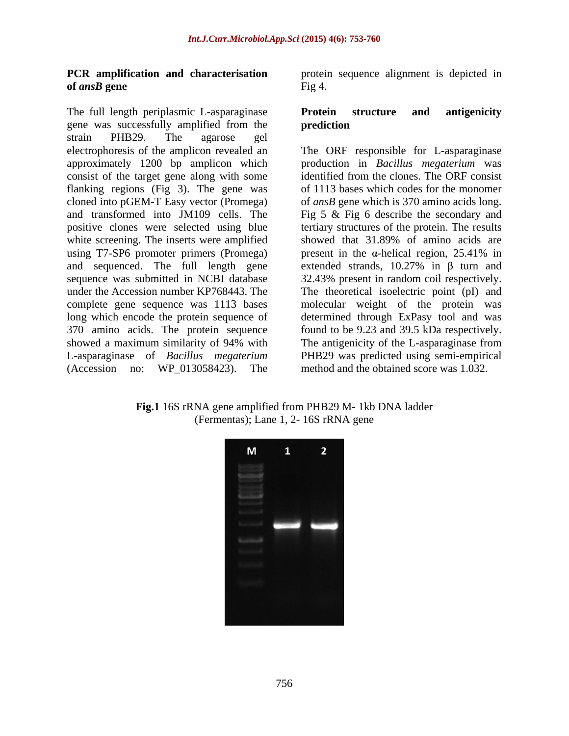### PCR amplification and characterisation of *ansB* gene

The full length periplasmic L-asparaginase gene was successfully amplified from the strain PHB29. The agarose gel electrophoresis of the amplicon revealed an approximately 1200 bp amplicon which consist of the target gene along with some flanking regions (Fig 3). The gene was cloned into pGEM-T Easy vector (Promega) and transformed into JM109 cells. The positive clones were selected using blue white screening. The inserts were amplified using T7-SP6 promoter primers (Promega) and sequenced. The full length gene sequence was submitted in NCBI database under the Accession number KP768443. The complete gene sequence was 1113 bases long which encode the protein sequence of 370 amino acids. The protein sequence showed a maximum similarity of 94% with L-asparaginase of *Bacillus megaterium* (Accession no: WP_013058423). The protein sequence alignment is depicted in Fig 4.

### Protein structure and antigenicity prediction

The ORF responsible for L-asparaginase production in *Bacillus megaterium* was identified from the clones. The ORF consist of 1113 bases which codes for the monomer of *ansB* gene which is 370 amino acids long. Fig 5 & Fig 6 describe the secondary and tertiary structures of the protein. The results showed that 31.89% of amino acids are present in the α-helical region, 25.41% in extended strands, 10.27% in β turn and 32.43% present in random coil respectively. The theoretical isoelectric point (pI) and molecular weight of the protein was determined through ExPasy tool and was found to be 9.23 and 39.5 kDa respectively. The antigenicity of the L-asparaginase from PHB29 was predicted using semi-empirical method and the obtained score was 1.032.

**Fig.1** 16S rRNA gene amplified from PHB29 M- 1kb DNA ladder (Fermentas); Lane 1, 2- 16S rRNA gene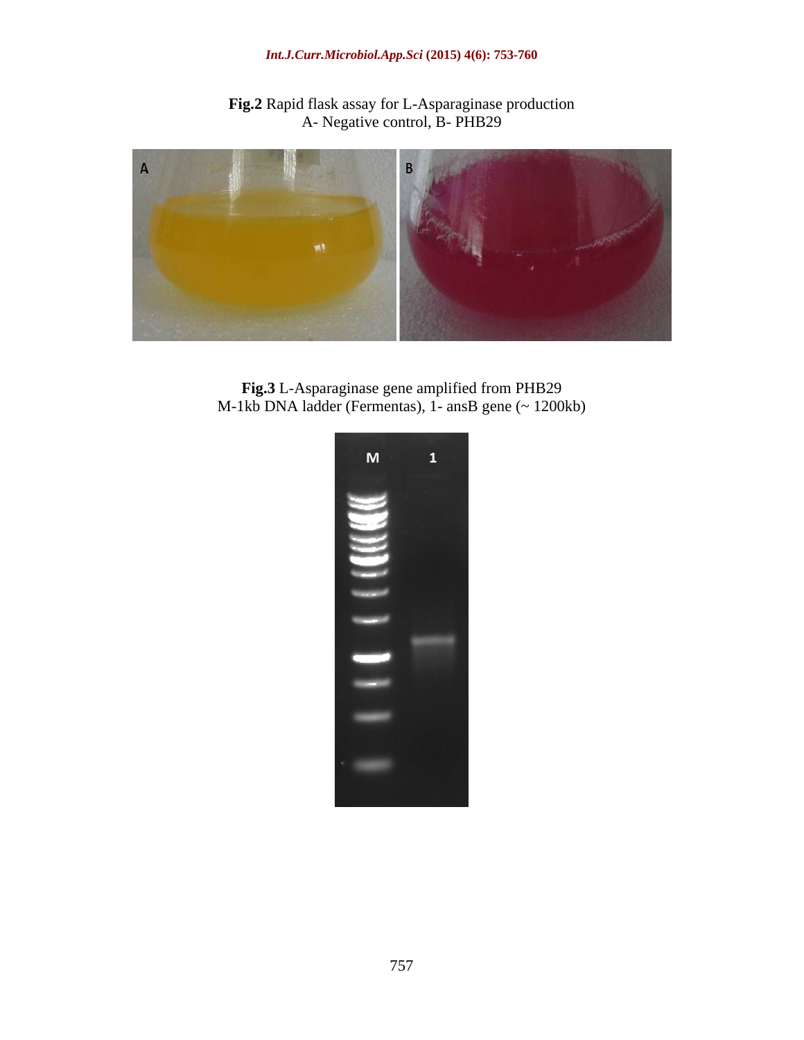**Fig.2** Rapid flask assay for L-Asparaginase production
A- Negative control, B- PHB29

**Fig.3** L-Asparaginase gene amplified from PHB29
M-1kb DNA ladder (Fermentas), 1- ansB gene (~ 1200kb)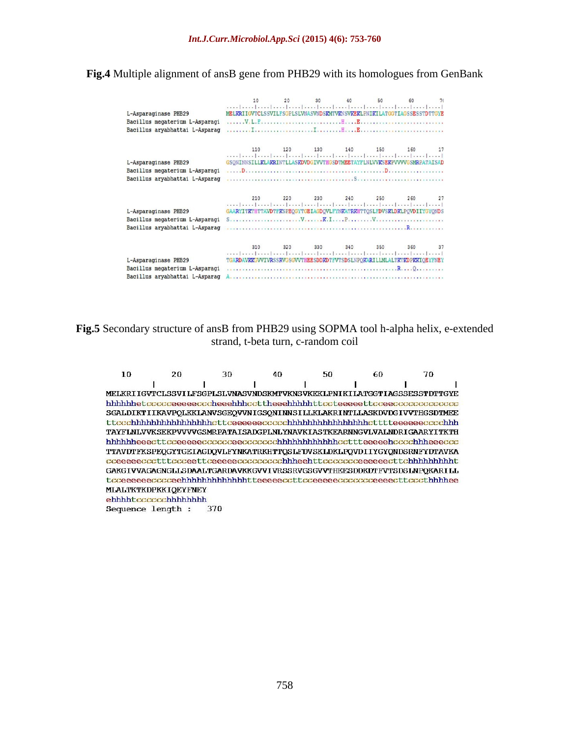**Fig.4** Multiple alignment of ansB gene from PHB29 with its homologues from GenBank

```
                                   10        20        30        40        50        60        7(
                              ....|....|....|....|....|....|....|....|....|....|....|....|....|....|
L-Asparaginase PHB29          MELKRIIGVTCLSSVILFSGPLSLVNASVNDSKMTVKNSVKEKLPNIKILATGGTIAGSSESSTDTTGYE
Bacillus megaterium L-Asparagi ......V.L.F........................H....E..........................
Bacillus aryabhattai L-Asparag ........I...................I........H....E..........................

                                  110       120       130       140       150       160       17
                              ....|....|....|....|....|....|....|....|....|....|....|....|....|....|
L-Asparaginase PHB29          GSQNINNSILLKLAKRINTLLASKDVDGIVVTHGSDTMEETAYFLNLVVKSEKPVVVVGSMRPATAISAD
Bacillus megaterium L-Asparagi .....D.............................................D.................
Bacillus aryabhattai L-Asparag ....................................S.............................

                                  210       220       230       240       250       260       27
                              ....|....|....|....|....|....|....|....|....|....|....|....|....|....|
L-Asparaginase PHB29          GAARYITKTHTTAVDTFKSPEQGYTGEIAGDQVLFYNKATRKHTTQSLFDVSKLDKLPQVDIIYGYQNDS
Bacillus megaterium L-Asparagi S.......................V......K.I....P........V......................
Bacillus aryabhattai L-Asparag ..........................................................R..........

                                  310       320       330       340       350       360       37
                              ....|....|....|....|....|....|....|....|....|....|....|....|....|....|
L-Asparaginase PHB29          TGARDAVKKGVVIVRSSRVGSGVVTHEESDDKDTFVTSDSLNPQKARILLMLALTKTKDPKKIQEYFNEY
Bacillus megaterium L-Asparagi ..........................................................R....Q.........
Bacillus aryabhattai L-Asparag A...................................................................
```

**Fig.5** Secondary structure of ansB from PHB29 using SOPMA tool h-alpha helix, e-extended strand, t-beta turn, c-random coil

```
        10        20        30        40        50        60        70
         |         |         |         |         |         |         |
MELKRIIGVTCLSSVILFSGPLSLVNASVNDSKMTVKNSVKEKLPNIKILATGGTIAGSSESSTDTTGYE
hhhhhhetccccceeeeecccheeehhhccttheeehhhhhttcctceeeeettcceecccccccccccc
SGALDIKTIIKAVPQLKKLANVSGEQVVNIGSQNINNSILLKLAKRINTLLASKDVDGIVVTHGSDTMEE
ttccchhhhhhhhhhhhhhhhcttceeeeeecccccchhhhhhhhhhhhhhhhcttttceeeeeecccchhh
TAYFLNLVVKSEKPVVVVGSMRPATAISADGPLNLYNAVKIASTKEARNNGVLVALNDRIGAARYITKTH
hhhhhheeecttcceeeeeccccccceeccccccchhhhhhhhhhhhccttteeeeehccchhheeeccc
TTAVDTFKSPEQGYTGEIAGDQVLFYNKATRKHTTQSLFDVSKLDKLPQVDIIYGYQNDSRNFYDTAVKA
cceeeeeccctttcccceettcceeeeecccccccchhheehttccccccceeeeeecttchhhhhhhhht
GAKGIVVAGAGNGLLSDAALTGARDAVKKGVVIVRSSRVGSGVVTHEESDDKDTFVTSDSLNPQKARILL
tcceeeeeeccccceehhhhhhhhhhhhhtteeeeecctteceeeeeccccccceeeecttccchhhhee
MLALTKTKDPKKIQEYFNEY
ehhhhtccccccchhhhhhhh
Sequence length :   370
```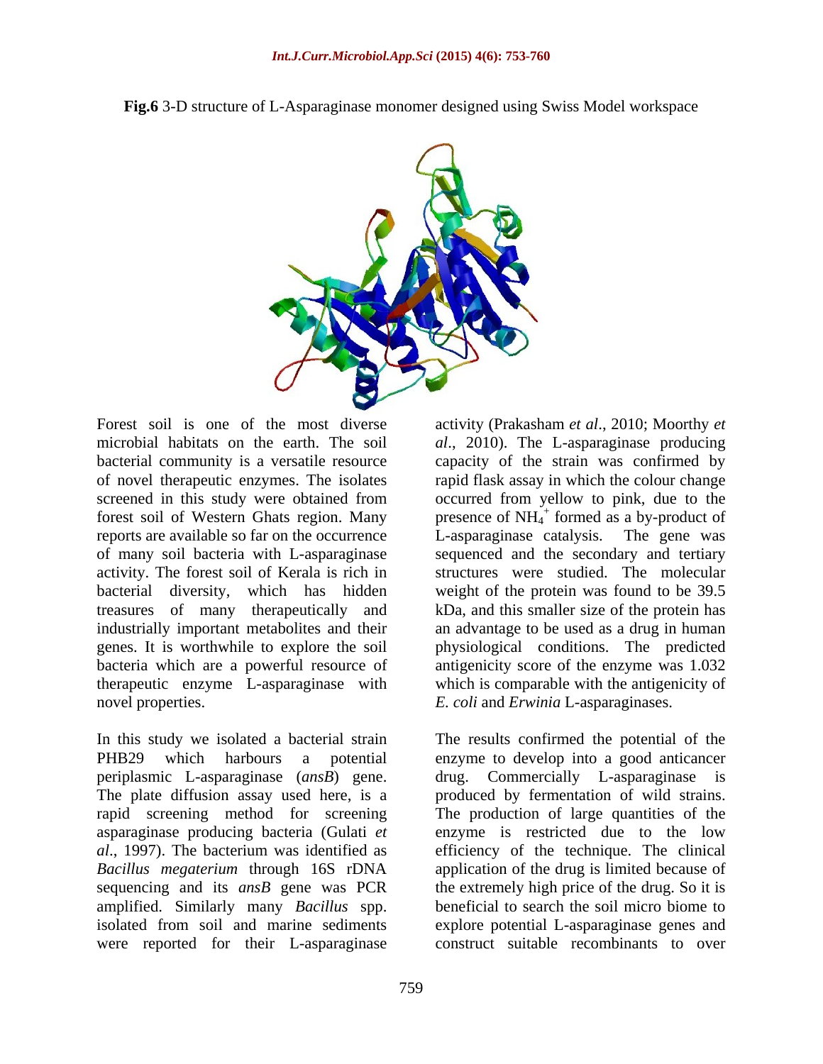**Fig.6** 3-D structure of L-Asparaginase monomer designed using Swiss Model workspace

Forest soil is one of the most diverse microbial habitats on the earth. The soil bacterial community is a versatile resource of novel therapeutic enzymes. The isolates screened in this study were obtained from forest soil of Western Ghats region. Many reports are available so far on the occurrence of many soil bacteria with L-asparaginase activity. The forest soil of Kerala is rich in bacterial diversity, which has hidden treasures of many therapeutically and industrially important metabolites and their genes. It is worthwhile to explore the soil bacteria which are a powerful resource of therapeutic enzyme L-asparaginase with novel properties.

In this study we isolated a bacterial strain PHB29 which harbours a potential periplasmic L-asparaginase (*ansB*) gene. The plate diffusion assay used here, is a rapid screening method for screening asparaginase producing bacteria (Gulati *et al*., 1997). The bacterium was identified as *Bacillus megaterium* through 16S rDNA sequencing and its *ansB* gene was PCR amplified. Similarly many *Bacillus* spp. isolated from soil and marine sediments were reported for their L-asparaginase activity (Prakasham *et al*., 2010; Moorthy *et al*., 2010). The L-asparaginase producing capacity of the strain was confirmed by rapid flask assay in which the colour change occurred from yellow to pink, due to the presence of $NH_4^+$ formed as a by-product of L-asparaginase catalysis. The gene was sequenced and the secondary and tertiary structures were studied. The molecular weight of the protein was found to be 39.5 kDa, and this smaller size of the protein has an advantage to be used as a drug in human physiological conditions. The predicted antigenicity score of the enzyme was 1.032 which is comparable with the antigenicity of *E. coli* and *Erwinia* L-asparaginases.

The results confirmed the potential of the enzyme to develop into a good anticancer drug. Commercially L-asparaginase is produced by fermentation of wild strains. The production of large quantities of the enzyme is restricted due to the low efficiency of the technique. The clinical application of the drug is limited because of the extremely high price of the drug. So it is beneficial to search the soil micro biome to explore potential L-asparaginase genes and construct suitable recombinants to over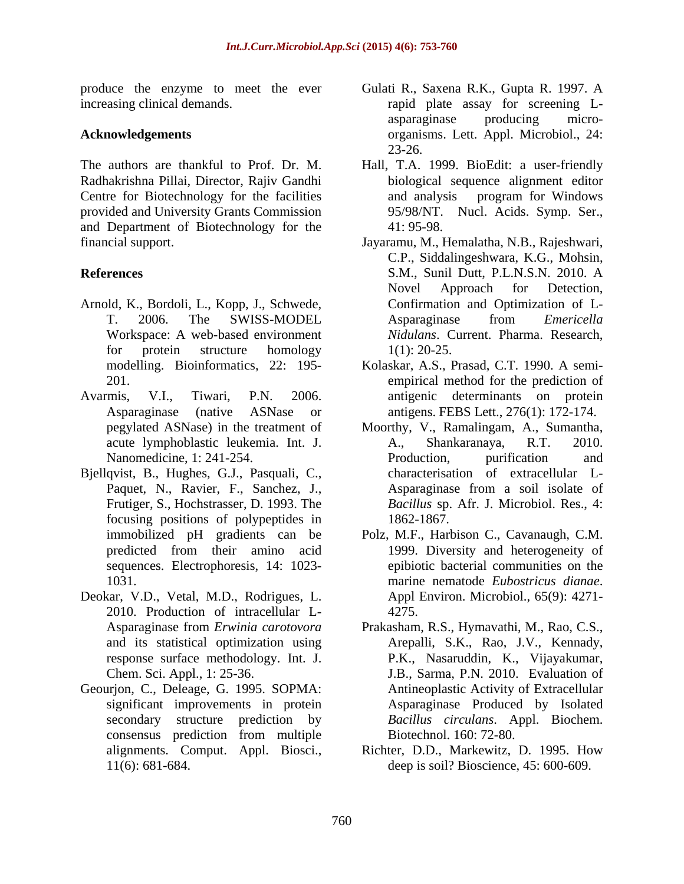produce the enzyme to meet the ever increasing clinical demands.

## Acknowledgements

The authors are thankful to Prof. Dr. M. Radhakrishna Pillai, Director, Rajiv Gandhi Centre for Biotechnology for the facilities provided and University Grants Commission and Department of Biotechnology for the financial support.

## References

Arnold, K., Bordoli, L., Kopp, J., Schwede, T. 2006. The SWISS-MODEL Workspace: A web-based environment for protein structure homology modelling. Bioinformatics, 22: 195-201.

Avarmis, V.I., Tiwari, P.N. 2006. Asparaginase (native ASNase or pegylated ASNase) in the treatment of acute lymphoblastic leukemia. Int. J. Nanomedicine, 1: 241-254.

Bjellqvist, B., Hughes, G.J., Pasquali, C., Paquet, N., Ravier, F., Sanchez, J., Frutiger, S., Hochstrasser, D. 1993. The focusing positions of polypeptides in immobilized pH gradients can be predicted from their amino acid sequences. Electrophoresis, 14: 1023-1031.

Deokar, V.D., Vetal, M.D., Rodrigues, L. 2010. Production of intracellular L-Asparaginase from *Erwinia carotovora* and its statistical optimization using response surface methodology. Int. J. Chem. Sci. Appl., 1: 25-36.

Geourjon, C., Deleage, G. 1995. SOPMA: significant improvements in protein secondary structure prediction by consensus prediction from multiple alignments. Comput. Appl. Biosci., 11(6): 681-684.

Gulati R., Saxena R.K., Gupta R. 1997. A rapid plate assay for screening L-asparaginase producing micro-organisms. Lett. Appl. Microbiol., 24: 23-26.

Hall, T.A. 1999. BioEdit: a user-friendly biological sequence alignment editor and analysis program for Windows 95/98/NT. Nucl. Acids. Symp. Ser., 41: 95-98.

Jayaramu, M., Hemalatha, N.B., Rajeshwari, C.P., Siddalingeshwara, K.G., Mohsin, S.M., Sunil Dutt, P.L.N.S.N. 2010. A Novel Approach for Detection, Confirmation and Optimization of L-Asparaginase from *Emericella Nidulans*. Current. Pharma. Research, 1(1): 20-25.

Kolaskar, A.S., Prasad, C.T. 1990. A semi-empirical method for the prediction of antigenic determinants on protein antigens. FEBS Lett., 276(1): 172-174.

Moorthy, V., Ramalingam, A., Sumantha, A., Shankaranaya, R.T. 2010. Production, purification and characterisation of extracellular L-Asparaginase from a soil isolate of *Bacillus* sp. Afr. J. Microbiol. Res., 4: 1862-1867.

Polz, M.F., Harbison C., Cavanaugh, C.M. 1999. Diversity and heterogeneity of epibiotic bacterial communities on the marine nematode *Eubostricus dianae*. Appl Environ. Microbiol., 65(9): 4271-4275.

Prakasham, R.S., Hymavathi, M., Rao, C.S., Arepalli, S.K., Rao, J.V., Kennady, P.K., Nasaruddin, K., Vijayakumar, J.B., Sarma, P.N. 2010. Evaluation of Antineoplastic Activity of Extracellular Asparaginase Produced by Isolated *Bacillus circulans*. Appl. Biochem. Biotechnol. 160: 72-80.

Richter, D.D., Markewitz, D. 1995. How deep is soil? Bioscience, 45: 600-609.